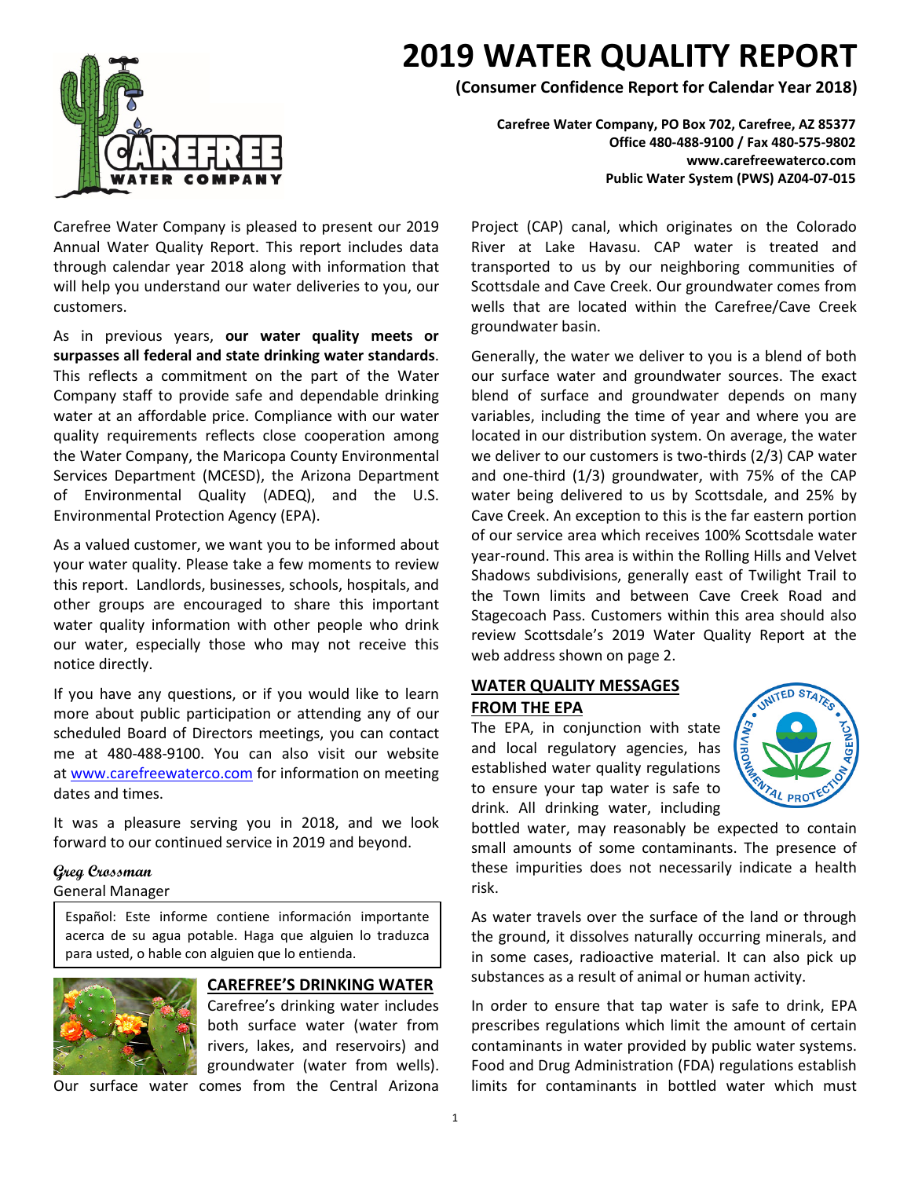# 2019 WATER QUALITY REPORT

**(Consumer Confidence Report for Calendar Year 2018)**

**Carefree Water Company, PO Box 702, Carefree, AZ 85377**
**Office 480-488-9100 / Fax 480-575-9802**
**www.carefreewaterco.com**
**Public Water System (PWS) AZ04-07-015**

Carefree Water Company is pleased to present our 2019 Annual Water Quality Report. This report includes data through calendar year 2018 along with information that will help you understand our water deliveries to you, our customers.

As in previous years, **our water quality meets or surpasses all federal and state drinking water standards**. This reflects a commitment on the part of the Water Company staff to provide safe and dependable drinking water at an affordable price. Compliance with our water quality requirements reflects close cooperation among the Water Company, the Maricopa County Environmental Services Department (MCESD), the Arizona Department of Environmental Quality (ADEQ), and the U.S. Environmental Protection Agency (EPA).

As a valued customer, we want you to be informed about your water quality. Please take a few moments to review this report. Landlords, businesses, schools, hospitals, and other groups are encouraged to share this important water quality information with other people who drink our water, especially those who may not receive this notice directly.

If you have any questions, or if you would like to learn more about public participation or attending any of our scheduled Board of Directors meetings, you can contact me at 480-488-9100. You can also visit our website at www.carefreewaterco.com for information on meeting dates and times.

It was a pleasure serving you in 2018, and we look forward to our continued service in 2019 and beyond.

*Greg Crossman*
General Manager

> Español: Este informe contiene información importante acerca de su agua potable. Haga que alguien lo traduzca para usted, o hable con alguien que lo entienda.

## CAREFREE'S DRINKING WATER

Carefree's drinking water includes both surface water (water from rivers, lakes, and reservoirs) and groundwater (water from wells). Our surface water comes from the Central Arizona Project (CAP) canal, which originates on the Colorado River at Lake Havasu. CAP water is treated and transported to us by our neighboring communities of Scottsdale and Cave Creek. Our groundwater comes from wells that are located within the Carefree/Cave Creek groundwater basin.

Generally, the water we deliver to you is a blend of both our surface water and groundwater sources. The exact blend of surface and groundwater depends on many variables, including the time of year and where you are located in our distribution system. On average, the water we deliver to our customers is two-thirds (2/3) CAP water and one-third (1/3) groundwater, with 75% of the CAP water being delivered to us by Scottsdale, and 25% by Cave Creek. An exception to this is the far eastern portion of our service area which receives 100% Scottsdale water year-round. This area is within the Rolling Hills and Velvet Shadows subdivisions, generally east of Twilight Trail to the Town limits and between Cave Creek Road and Stagecoach Pass. Customers within this area should also review Scottsdale's 2019 Water Quality Report at the web address shown on page 2.

## WATER QUALITY MESSAGES FROM THE EPA

The EPA, in conjunction with state and local regulatory agencies, has established water quality regulations to ensure your tap water is safe to drink. All drinking water, including bottled water, may reasonably be expected to contain small amounts of some contaminants. The presence of these impurities does not necessarily indicate a health risk.

As water travels over the surface of the land or through the ground, it dissolves naturally occurring minerals, and in some cases, radioactive material. It can also pick up substances as a result of animal or human activity.

In order to ensure that tap water is safe to drink, EPA prescribes regulations which limit the amount of certain contaminants in water provided by public water systems. Food and Drug Administration (FDA) regulations establish limits for contaminants in bottled water which must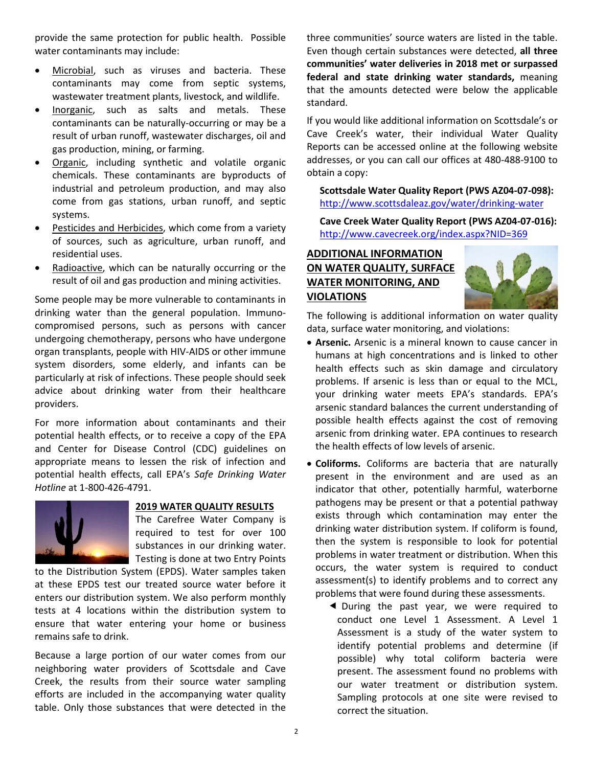provide the same protection for public health. Possible water contaminants may include:

- Microbial, such as viruses and bacteria. These contaminants may come from septic systems, wastewater treatment plants, livestock, and wildlife.
- Inorganic, such as salts and metals. These contaminants can be naturally-occurring or may be a result of urban runoff, wastewater discharges, oil and gas production, mining, or farming.
- Organic, including synthetic and volatile organic chemicals. These contaminants are byproducts of industrial and petroleum production, and may also come from gas stations, urban runoff, and septic systems.
- Pesticides and Herbicides, which come from a variety of sources, such as agriculture, urban runoff, and residential uses.
- Radioactive, which can be naturally occurring or the result of oil and gas production and mining activities.

Some people may be more vulnerable to contaminants in drinking water than the general population. Immuno-compromised persons, such as persons with cancer undergoing chemotherapy, persons who have undergone organ transplants, people with HIV-AIDS or other immune system disorders, some elderly, and infants can be particularly at risk of infections. These people should seek advice about drinking water from their healthcare providers.

For more information about contaminants and their potential health effects, or to receive a copy of the EPA and Center for Disease Control (CDC) guidelines on appropriate means to lessen the risk of infection and potential health effects, call EPA's *Safe Drinking Water Hotline* at 1-800-426-4791.

## 2019 WATER QUALITY RESULTS

The Carefree Water Company is required to test for over 100 substances in our drinking water. Testing is done at two Entry Points to the Distribution System (EPDS). Water samples taken at these EPDS test our treated source water before it enters our distribution system. We also perform monthly tests at 4 locations within the distribution system to ensure that water entering your home or business remains safe to drink.

Because a large portion of our water comes from our neighboring water providers of Scottsdale and Cave Creek, the results from their source water sampling efforts are included in the accompanying water quality table. Only those substances that were detected in the three communities' source waters are listed in the table. Even though certain substances were detected, **all three communities' water deliveries in 2018 met or surpassed federal and state drinking water standards,** meaning that the amounts detected were below the applicable standard.

If you would like additional information on Scottsdale's or Cave Creek's water, their individual Water Quality Reports can be accessed online at the following website addresses, or you can call our offices at 480-488-9100 to obtain a copy:

**Scottsdale Water Quality Report (PWS AZ04-07-098):**
http://www.scottsdaleaz.gov/water/drinking-water

**Cave Creek Water Quality Report (PWS AZ04-07-016):**
http://www.cavecreek.org/index.aspx?NID=369

## ADDITIONAL INFORMATION ON WATER QUALITY, SURFACE WATER MONITORING, AND VIOLATIONS

The following is additional information on water quality data, surface water monitoring, and violations:

- **Arsenic.** Arsenic is a mineral known to cause cancer in humans at high concentrations and is linked to other health effects such as skin damage and circulatory problems. If arsenic is less than or equal to the MCL, your drinking water meets EPA's standards. EPA's arsenic standard balances the current understanding of possible health effects against the cost of removing arsenic from drinking water. EPA continues to research the health effects of low levels of arsenic.

- **Coliforms.** Coliforms are bacteria that are naturally present in the environment and are used as an indicator that other, potentially harmful, waterborne pathogens may be present or that a potential pathway exists through which contamination may enter the drinking water distribution system. If coliform is found, then the system is responsible to look for potential problems in water treatment or distribution. When this occurs, the water system is required to conduct assessment(s) to identify problems and to correct any problems that were found during these assessments.
  - During the past year, we were required to conduct one Level 1 Assessment. A Level 1 Assessment is a study of the water system to identify potential problems and determine (if possible) why total coliform bacteria were present. The assessment found no problems with our water treatment or distribution system. Sampling protocols at one site were revised to correct the situation.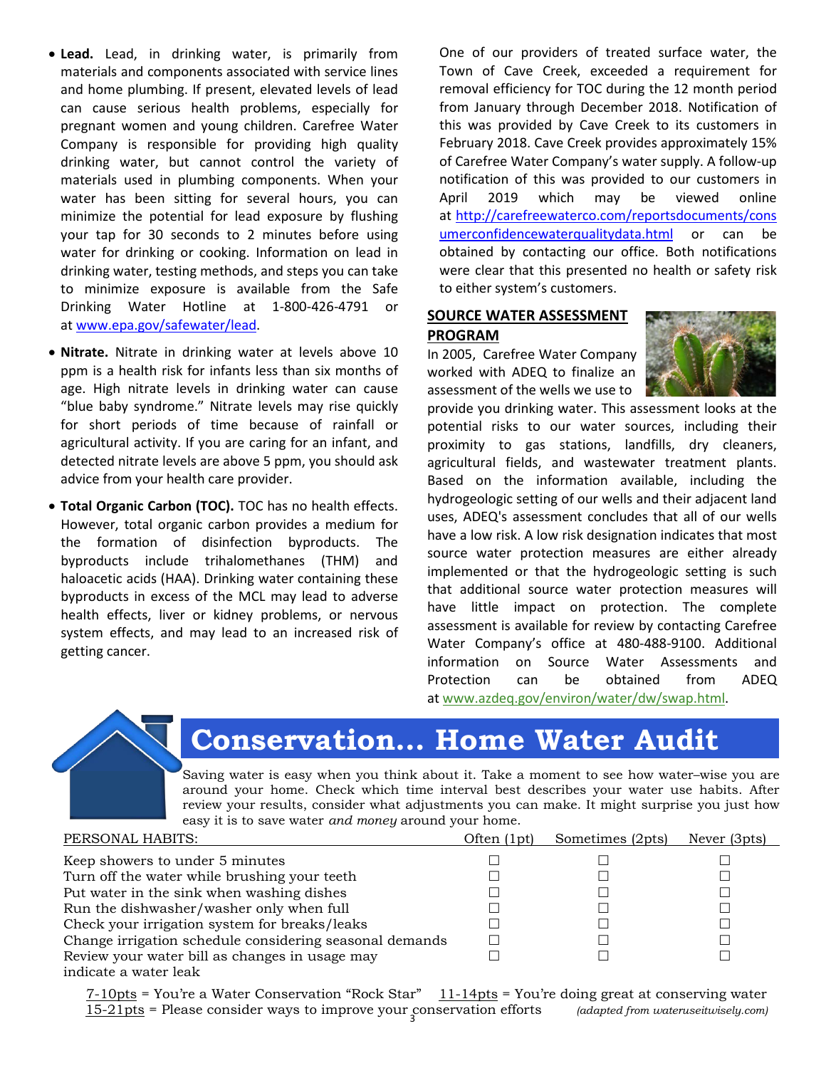- **Lead.** Lead, in drinking water, is primarily from materials and components associated with service lines and home plumbing. If present, elevated levels of lead can cause serious health problems, especially for pregnant women and young children. Carefree Water Company is responsible for providing high quality drinking water, but cannot control the variety of materials used in plumbing components. When your water has been sitting for several hours, you can minimize the potential for lead exposure by flushing your tap for 30 seconds to 2 minutes before using water for drinking or cooking. Information on lead in drinking water, testing methods, and steps you can take to minimize exposure is available from the Safe Drinking Water Hotline at 1-800-426-4791 or at www.epa.gov/safewater/lead.
- **Nitrate.** Nitrate in drinking water at levels above 10 ppm is a health risk for infants less than six months of age. High nitrate levels in drinking water can cause "blue baby syndrome." Nitrate levels may rise quickly for short periods of time because of rainfall or agricultural activity. If you are caring for an infant, and detected nitrate levels are above 5 ppm, you should ask advice from your health care provider.
- **Total Organic Carbon (TOC).** TOC has no health effects. However, total organic carbon provides a medium for the formation of disinfection byproducts. The byproducts include trihalomethanes (THM) and haloacetic acids (HAA). Drinking water containing these byproducts in excess of the MCL may lead to adverse health effects, liver or kidney problems, or nervous system effects, and may lead to an increased risk of getting cancer.

One of our providers of treated surface water, the Town of Cave Creek, exceeded a requirement for removal efficiency for TOC during the 12 month period from January through December 2018. Notification of this was provided by Cave Creek to its customers in February 2018. Cave Creek provides approximately 15% of Carefree Water Company's water supply. A follow-up notification of this was provided to our customers in April 2019 which may be viewed online at http://carefreewaterco.com/reportsdocuments/consumerconfidencewaterqualitydata.html or can be obtained by contacting our office. Both notifications were clear that this presented no health or safety risk to either system's customers.

## SOURCE WATER ASSESSMENT PROGRAM

In 2005, Carefree Water Company worked with ADEQ to finalize an assessment of the wells we use to provide you drinking water. This assessment looks at the potential risks to our water sources, including their proximity to gas stations, landfills, dry cleaners, agricultural fields, and wastewater treatment plants. Based on the information available, including the hydrogeologic setting of our wells and their adjacent land uses, ADEQ's assessment concludes that all of our wells have a low risk. A low risk designation indicates that most source water protection measures are either already implemented or that the hydrogeologic setting is such that additional source water protection measures will have little impact on protection. The complete assessment is available for review by contacting Carefree Water Company's office at 480-488-9100. Additional information on Source Water Assessments and Protection can be obtained from ADEQ at www.azdeq.gov/environ/water/dw/swap.html.

# Conservation… Home Water Audit

Saving water is easy when you think about it. Take a moment to see how water–wise you are around your home. Check which time interval best describes your water use habits. After review your results, consider what adjustments you can make. It might surprise you just how easy it is to save water *and money* around your home.

| PERSONAL HABITS: | Often (1pt) | Sometimes (2pts) | Never (3pts) |
|---|---|---|---|
| Keep showers to under 5 minutes | ☐ | ☐ | ☐ |
| Turn off the water while brushing your teeth | ☐ | ☐ | ☐ |
| Put water in the sink when washing dishes | ☐ | ☐ | ☐ |
| Run the dishwasher/washer only when full | ☐ | ☐ | ☐ |
| Check your irrigation system for breaks/leaks | ☐ | ☐ | ☐ |
| Change irrigation schedule considering seasonal demands | ☐ | ☐ | ☐ |
| Review your water bill as changes in usage may indicate a water leak | ☐ | ☐ | ☐ |

7-10pts = You're a Water Conservation "Rock Star"   11-14pts = You're doing great at conserving water
15-21pts = Please consider ways to improve your conservation efforts   *(adapted from wateruseitwisely.com)*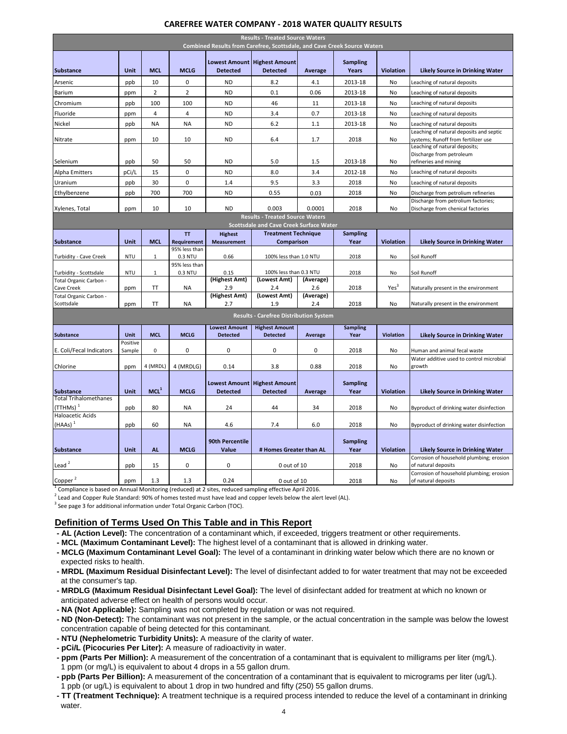# CAREFREE WATER COMPANY - 2018 WATER QUALITY RESULTS

| Results - Treated Source Waters Combined Results from Carefree, Scottsdale, and Cave Creek Source Waters | | | | | | | | | |
|---|---|---|---|---|---|---|---|---|---|
| **Substance** | **Unit** | **MCL** | **MCLG** | **Lowest Amount Detected** | **Highest Amount Detected** | **Average** | **Sampling Years** | **Violation** | **Likely Source in Drinking Water** |
| Arsenic | ppb | 10 | 0 | ND | 8.2 | 4.1 | 2013-18 | No | Leaching of natural deposits |
| Barium | ppm | 2 | 2 | ND | 0.1 | 0.06 | 2013-18 | No | Leaching of natural deposits |
| Chromium | ppb | 100 | 100 | ND | 46 | 11 | 2013-18 | No | Leaching of natural deposits |
| Fluoride | ppm | 4 | 4 | ND | 3.4 | 0.7 | 2013-18 | No | Leaching of natural deposits |
| Nickel | ppb | NA | NA | ND | 6.2 | 1.1 | 2013-18 | No | Leaching of natural deposits |
| Nitrate | ppm | 10 | 10 | ND | 6.4 | 1.7 | 2018 | No | Leaching of natural deposits and septic systems; Runoff from fertilizer use |
| Selenium | ppb | 50 | 50 | ND | 5.0 | 1.5 | 2013-18 | No | Leaching of natural deposits; Discharge from petroleum refineries and mining |
| Alpha Emitters | pCi/L | 15 | 0 | ND | 8.0 | 3.4 | 2012-18 | No | Leaching of natural deposits |
| Uranium | ppb | 30 | 0 | 1.4 | 9.5 | 3.3 | 2018 | No | Leaching of natural deposits |
| Ethylbenzene | ppb | 700 | 700 | ND | 0.55 | 0.03 | 2018 | No | Discharge from petrolium refineries |
| Xylenes, Total | ppm | 10 | 10 | ND | 0.003 | 0.0001 | 2018 | No | Discharge from petrolium factories; Discharge from chenical factories |

| Results - Treated Source Waters Scottsdale and Cave Creek Surface Water | | | | | | | | | |
|---|---|---|---|---|---|---|---|---|---|
| **Substance** | **Unit** | **MCL** | **TT Requirement** | **Highest Measurement** | **Treatment Technique Comparison** | | **Sampling Year** | **Violation** | **Likely Source in Drinking Water** |
| Turbidity - Cave Creek | NTU | 1 | 95% less than 0.3 NTU | 0.66 | 100% less than 1.0 NTU | | 2018 | No | Soil Runoff |
| Turbidity - Scottsdale | NTU | 1 | 95% less than 0.3 NTU | 0.15 | 100% less than 0.3 NTU | | 2018 | No | Soil Runoff |
| Total Organic Carbon - Cave Creek | ppm | TT | NA | (Highest Amt) 2.9 | (Lowest Amt) 2.4 | (Average) 2.6 | 2018 | Yes[3] | Naturally present in the environment |
| Total Organic Carbon - Scottsdale | ppm | TT | NA | (Highest Amt) 2.7 | (Lowest Amt) 1.9 | (Average) 2.4 | 2018 | No | Naturally present in the environment |

| Results - Carefree Distribution System | | | | | | | | | |
|---|---|---|---|---|---|---|---|---|---|
| **Substance** | **Unit** | **MCL** | **MCLG** | **Lowest Amount Detected** | **Highest Amount Detected** | **Average** | **Sampling Year** | **Violation** | **Likely Source in Drinking Water** |
| E. Coli/Fecal Indicators | Positive Sample | 0 | 0 | 0 | 0 | 0 | 2018 | No | Human and animal fecal waste |
| Chlorine | ppm | 4 (MRDL) | 4 (MRDLG) | 0.14 | 3.8 | 0.88 | 2018 | No | Water additive used to control microbial growth |
| **Substance** | **Unit** | **MCL[1]** | **MCLG** | **Lowest Amount Detected** | **Highest Amount Detected** | **Average** | **Sampling Year** | **Violation** | **Likely Source in Drinking Water** |
| Total Trihalomethanes (TTHMs)[1] | ppb | 80 | NA | 24 | 44 | 34 | 2018 | No | Byproduct of drinking water disinfection |
| Haloacetic Acids (HAAs)[1] | ppb | 60 | NA | 4.6 | 7.4 | 6.0 | 2018 | No | Byproduct of drinking water disinfection |
| **Substance** | **Unit** | **AL** | **MCLG** | **90th Percentile Value** | **# Homes Greater than AL** | | **Sampling Year** | **Violation** | **Likely Source in Drinking Water** |
| Lead[2] | ppb | 15 | 0 | 0 | 0 out of 10 | | 2018 | No | Corrosion of household plumbing; erosion of natural deposits |
| Copper[2] | ppm | 1.3 | 1.3 | 0.24 | 0 out of 10 | | 2018 | No | Corrosion of household plumbing; erosion of natural deposits |

[1] Compliance is based on Annual Monitoring (reduced) at 2 sites, reduced sampling effective April 2016.
[2] Lead and Copper Rule Standard: 90% of homes tested must have lead and copper levels below the alert level (AL).
[3] See page 3 for additional information under Total Organic Carbon (TOC).

## Definition of Terms Used On This Table and in This Report

- **AL (Action Level):** The concentration of a contaminant which, if exceeded, triggers treatment or other requirements.
- **MCL (Maximum Contaminant Level):** The highest level of a contaminant that is allowed in drinking water.
- **MCLG (Maximum Contaminant Level Goal):** The level of a contaminant in drinking water below which there are no known or expected risks to health.
- **MRDL (Maximum Residual Disinfectant Level):** The level of disinfectant added to for water treatment that may not be exceeded at the consumer's tap.
- **MRDLG (Maximum Residual Disinfectant Level Goal):** The level of disinfectant added for treatment at which no known or anticipated adverse effect on health of persons would occur.
- **NA (Not Applicable):** Sampling was not completed by regulation or was not required.
- **ND (Non-Detect):** The contaminant was not present in the sample, or the actual concentration in the sample was below the lowest concentration capable of being detected for this contaminant.
- **NTU (Nephelometric Turbidity Units):** A measure of the clarity of water.
- **pCi/L (Picocuries Per Liter):** A measure of radioactivity in water.
- **ppm (Parts Per Million):** A measurement of the concentration of a contaminant that is equivalent to milligrams per liter (mg/L). 1 ppm (or mg/L) is equivalent to about 4 drops in a 55 gallon drum.
- **ppb (Parts Per Billion):** A measurement of the concentration of a contaminant that is equivalent to micrograms per liter (ug/L). 1 ppb (or ug/L) is equivalent to about 1 drop in two hundred and fifty (250) 55 gallon drums.
- **TT (Treatment Technique):** A treatment technique is a required process intended to reduce the level of a contaminant in drinking water.